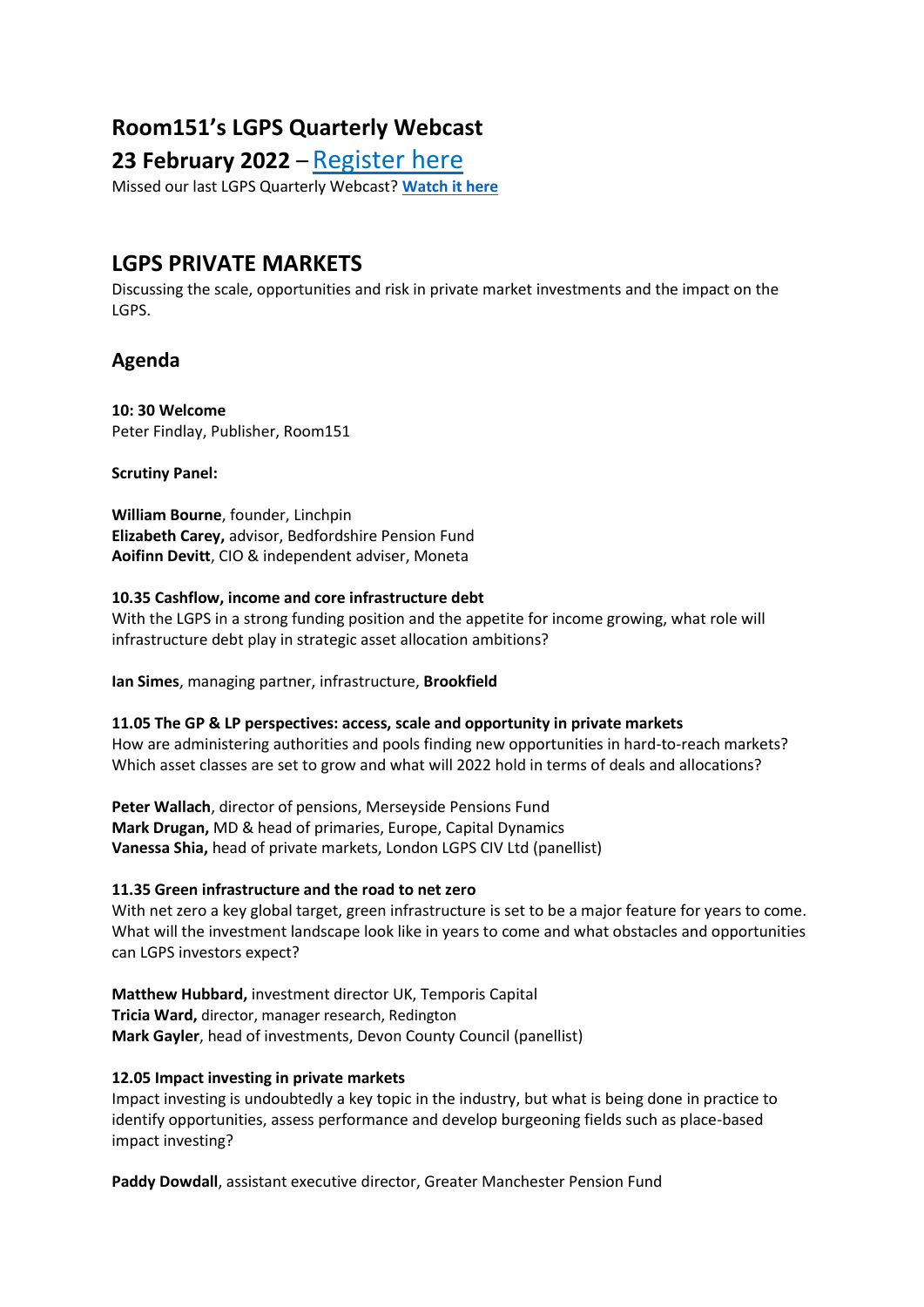# Room151's LGPS Quarterly Webcast

## 23 February 2022 – [Register here]

Missed our last LGPS Quarterly Webcast? **[Watch it here]**

## LGPS PRIVATE MARKETS

Discussing the scale, opportunities and risk in private market investments and the impact on the LGPS.

### Agenda

**10: 30 Welcome**
Peter Findlay, Publisher, Room151

**Scrutiny Panel:**

**William Bourne**, founder, Linchpin
**Elizabeth Carey,** advisor, Bedfordshire Pension Fund
**Aoifinn Devitt**, CIO & independent adviser, Moneta

**10.35 Cashflow, income and core infrastructure debt**
With the LGPS in a strong funding position and the appetite for income growing, what role will infrastructure debt play in strategic asset allocation ambitions?

**Ian Simes**, managing partner, infrastructure, **Brookfield**

**11.05 The GP & LP perspectives: access, scale and opportunity in private markets**
How are administering authorities and pools finding new opportunities in hard-to-reach markets? Which asset classes are set to grow and what will 2022 hold in terms of deals and allocations?

**Peter Wallach**, director of pensions, Merseyside Pensions Fund
**Mark Drugan,** MD & head of primaries, Europe, Capital Dynamics
**Vanessa Shia,** head of private markets, London LGPS CIV Ltd (panellist)

**11.35 Green infrastructure and the road to net zero**
With net zero a key global target, green infrastructure is set to be a major feature for years to come. What will the investment landscape look like in years to come and what obstacles and opportunities can LGPS investors expect?

**Matthew Hubbard,** investment director UK, Temporis Capital
**Tricia Ward,** director, manager research, Redington
**Mark Gayler**, head of investments, Devon County Council (panellist)

**12.05 Impact investing in private markets**
Impact investing is undoubtedly a key topic in the industry, but what is being done in practice to identify opportunities, assess performance and develop burgeoning fields such as place-based impact investing?

**Paddy Dowdall**, assistant executive director, Greater Manchester Pension Fund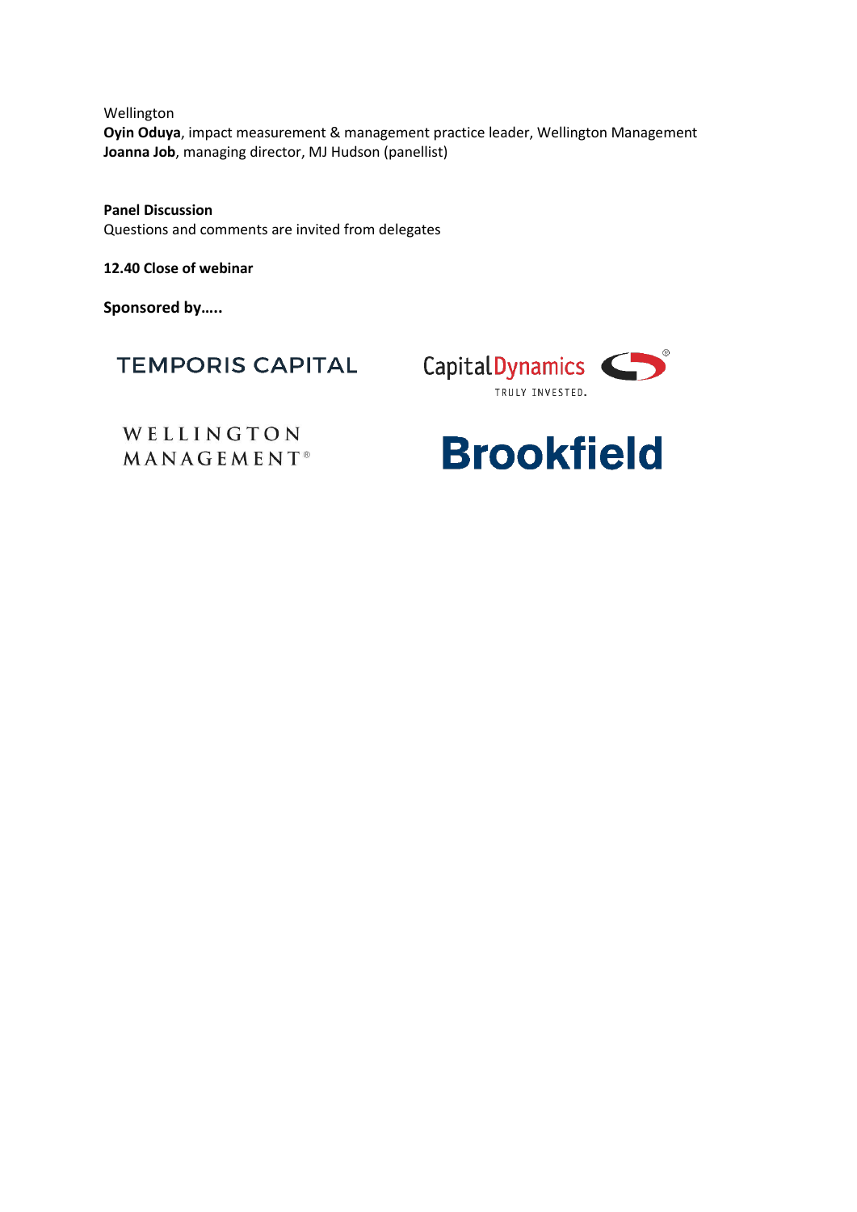Wellington
**Oyin Oduya**, impact measurement & management practice leader, Wellington Management
**Joanna Job**, managing director, MJ Hudson (panellist)

**Panel Discussion**
Questions and comments are invited from delegates

**12.40 Close of webinar**

**Sponsored by…..**

TEMPORIS CAPITAL

CapitalDynamics
TRULY INVESTED.

WELLINGTON
MANAGEMENT®

Brookfield